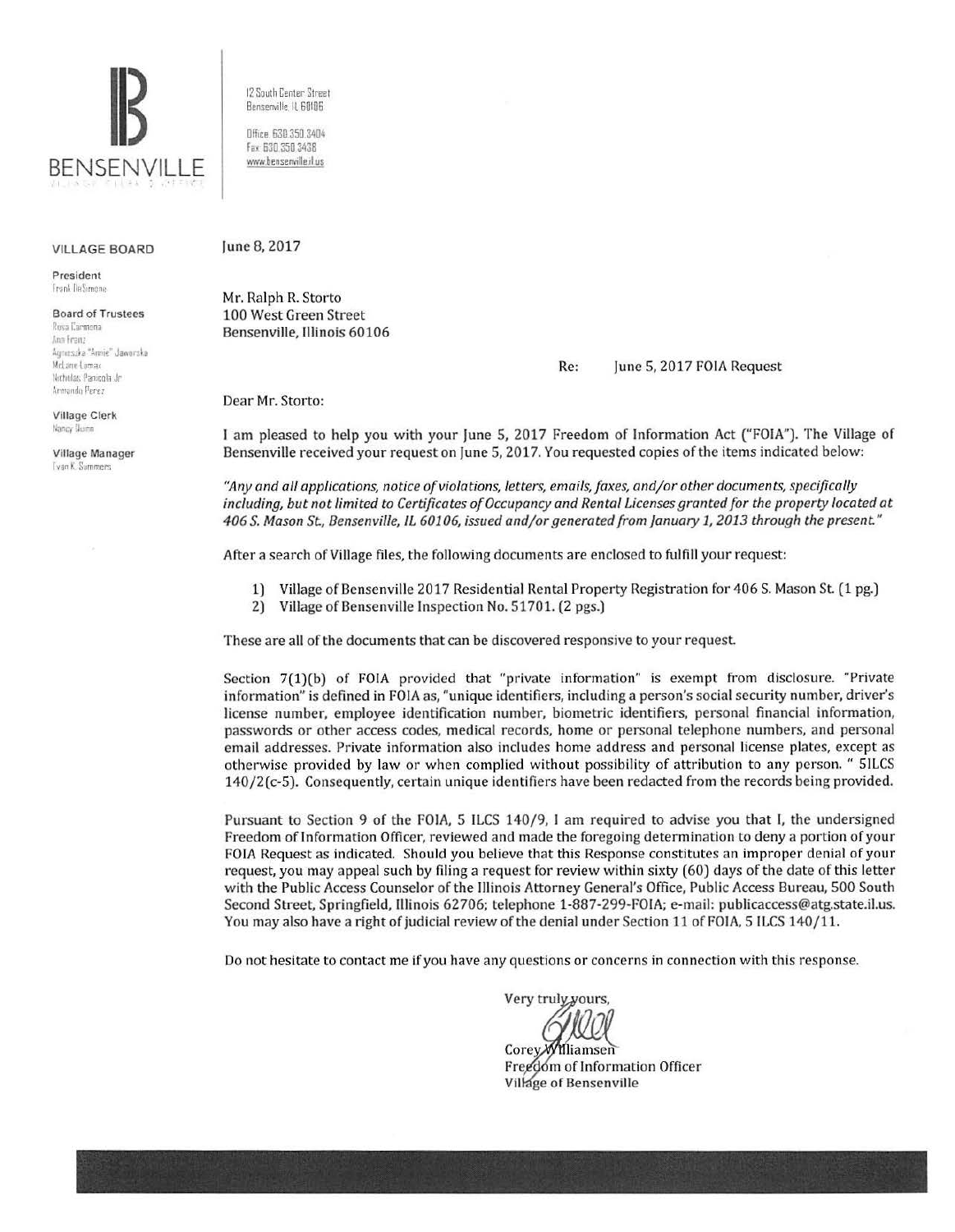BENSENVILLE

12 South Center Street
Bensenville, IL 60106

Office: 630.350.3404
Fax: 630.350.3438
www.bensenville.il.us

**VILLAGE BOARD**

**President**
Frank DeSimone

**Board of Trustees**
Rosa Carmona
Ann Franz
Agnieszka "Annie" Jaworska
McLane Lomax
Nicholas Panicola Jr.
Armando Perez

**Village Clerk**
Nancy Quinn

**Village Manager**
Evan K. Summers

June 8, 2017

Mr. Ralph R. Storto
100 West Green Street
Bensenville, Illinois 60106

Re: June 5, 2017 FOIA Request

Dear Mr. Storto:

I am pleased to help you with your June 5, 2017 Freedom of Information Act ("FOIA"). The Village of Bensenville received your request on June 5, 2017. You requested copies of the items indicated below:

*"Any and all applications, notice of violations, letters, emails, faxes, and/or other documents, specifically including, but not limited to Certificates of Occupancy and Rental Licenses granted for the property located at 406 S. Mason St., Bensenville, IL 60106, issued and/or generated from January 1, 2013 through the present."*

After a search of Village files, the following documents are enclosed to fulfill your request:

1) Village of Bensenville 2017 Residential Rental Property Registration for 406 S. Mason St. (1 pg.)
2) Village of Bensenville Inspection No. 51701. (2 pgs.)

These are all of the documents that can be discovered responsive to your request.

Section 7(1)(b) of FOIA provided that "private information" is exempt from disclosure. "Private information" is defined in FOIA as, "unique identifiers, including a person's social security number, driver's license number, employee identification number, biometric identifiers, personal financial information, passwords or other access codes, medical records, home or personal telephone numbers, and personal email addresses. Private information also includes home address and personal license plates, except as otherwise provided by law or when complied without possibility of attribution to any person. " 5ILCS 140/2(c-5). Consequently, certain unique identifiers have been redacted from the records being provided.

Pursuant to Section 9 of the FOIA, 5 ILCS 140/9, I am required to advise you that I, the undersigned Freedom of Information Officer, reviewed and made the foregoing determination to deny a portion of your FOIA Request as indicated. Should you believe that this Response constitutes an improper denial of your request, you may appeal such by filing a request for review within sixty (60) days of the date of this letter with the Public Access Counselor of the Illinois Attorney General's Office, Public Access Bureau, 500 South Second Street, Springfield, Illinois 62706; telephone 1-887-299-FOIA; e-mail: publicaccess@atg.state.il.us. You may also have a right of judicial review of the denial under Section 11 of FOIA, 5 ILCS 140/11.

Do not hesitate to contact me if you have any questions or concerns in connection with this response.

Very truly yours,

Corey Williamsen
Freedom of Information Officer
Village of Bensenville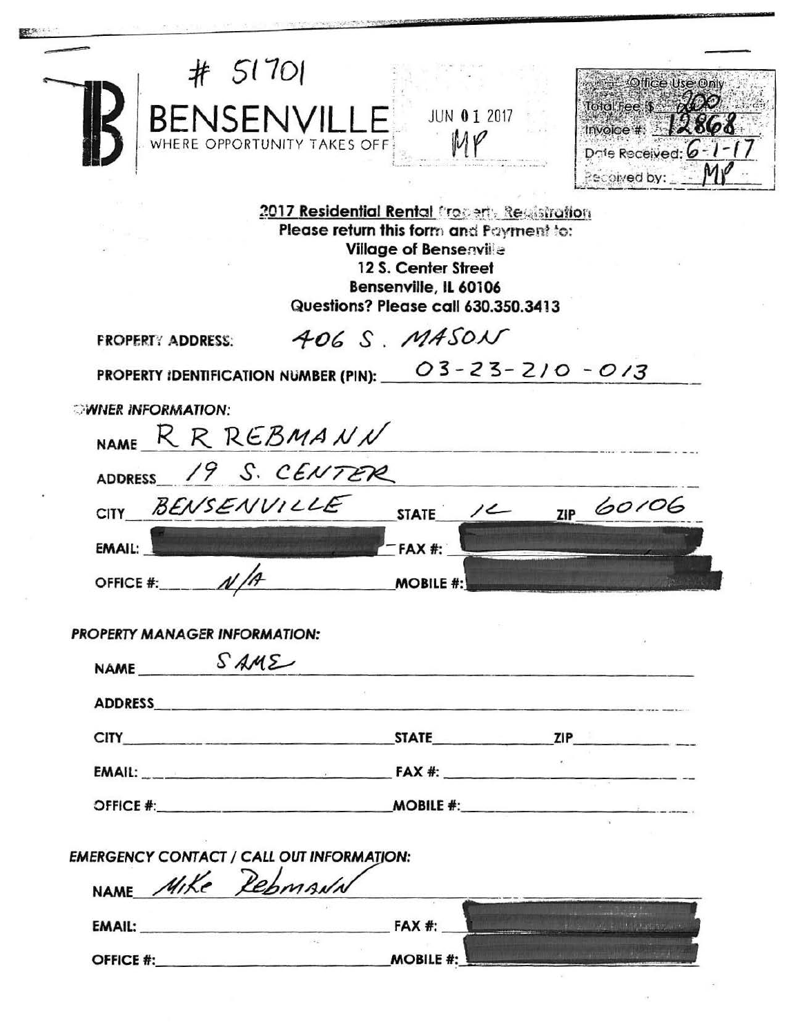# 51701

**BENSENVILLE**
WHERE OPPORTUNITY TAKES OFF

JUN 01 2017
MP

| Office Use Only | |
|---|---|
| Total Fee: $ | 200 |
| Invoice #: | 12868 |
| Date Received: | 6-1-17 |
| Received by: | MP |

**2017 Residential Rental Property Registration**
**Please return this form and Payment to:**
**Village of Bensenville**
**12 S. Center Street**
**Bensenville, IL 60106**
**Questions? Please call 630.350.3413**

**PROPERTY ADDRESS:** 406 S. MASON

**PROPERTY IDENTIFICATION NUMBER (PIN):** 03-23-210-013

***OWNER INFORMATION:***

**NAME** R R REBMANN

**ADDRESS** 19 S. CENTER

**CITY** BENSENVILLE **STATE** IL **ZIP** 60106

**EMAIL:** [redacted] **FAX #:** [redacted]

**OFFICE #:** N/A **MOBILE #:** [redacted]

***PROPERTY MANAGER INFORMATION:***

**NAME** SAME

**ADDRESS**

**CITY** **STATE** **ZIP**

**EMAIL:** **FAX #:**

**OFFICE #:** **MOBILE #:**

***EMERGENCY CONTACT / CALL OUT INFORMATION:***

**NAME** Mike Rebmann

**EMAIL:** **FAX #:** [redacted]

**OFFICE #:** **MOBILE #:** [redacted]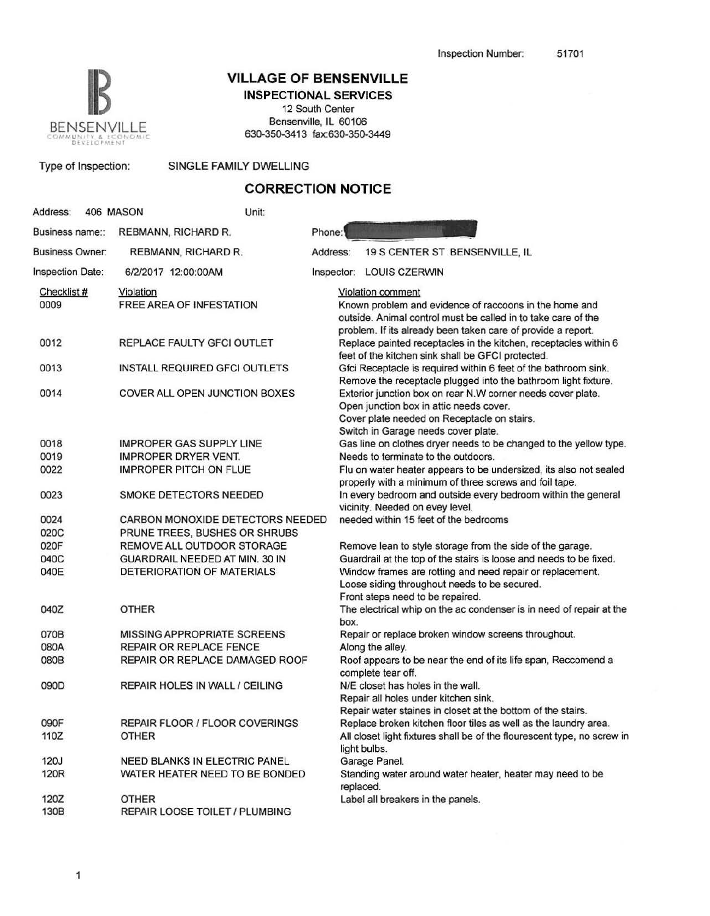Inspection Number: 51701

# VILLAGE OF BENSENVILLE

## INSPECTIONAL SERVICES

12 South Center
Bensenville, IL 60106
630-350-3413 fax:630-350-3449

BENSENVILLE COMMUNITY & ECONOMIC DEVELOPMENT

Type of Inspection: SINGLE FAMILY DWELLING

## CORRECTION NOTICE

Address: 406 MASON Unit:

Business name:: REBMANN, RICHARD R. Phone:

Business Owner: REBMANN, RICHARD R. Address: 19 S CENTER ST BENSENVILLE, IL

Inspection Date: 6/2/2017 12:00:00AM Inspector: LOUIS CZERWIN

| Checklist # | Violation | Violation comment |
|---|---|---|
| 0009 | FREE AREA OF INFESTATION | Known problem and evidence of raccoons in the home and outside. Animal control must be called in to take care of the problem. If its already been taken care of provide a report. |
| 0012 | REPLACE FAULTY GFCI OUTLET | Replace painted receptacles in the kitchen, receptacles within 6 feet of the kitchen sink shall be GFCI protected. |
| 0013 | INSTALL REQUIRED GFCI OUTLETS | Gfci Receptacle is required within 6 feet of the bathroom sink. Remove the receptacle plugged into the bathroom light fixture. |
| 0014 | COVER ALL OPEN JUNCTION BOXES | Exterior junction box on rear N.W corner needs cover plate. Open junction box in attic needs cover. Cover plate needed on Receptacle on stairs. Switch in Garage needs cover plate. |
| 0018 | IMPROPER GAS SUPPLY LINE | Gas line on clothes dryer needs to be changed to the yellow type. |
| 0019 | IMPROPER DRYER VENT. | Needs to terminate to the outdoors. |
| 0022 | IMPROPER PITCH ON FLUE | Flu on water heater appears to be undersized, its also not sealed properly with a minimum of three screws and foil tape. |
| 0023 | SMOKE DETECTORS NEEDED | In every bedroom and outside every bedroom within the general vicinity. Needed on evey level. |
| 0024 | CARBON MONOXIDE DETECTORS NEEDED | needed within 15 feet of the bedrooms |
| 020C | PRUNE TREES, BUSHES OR SHRUBS | |
| 020F | REMOVE ALL OUTDOOR STORAGE | Remove lean to style storage from the side of the garage. |
| 040C | GUARDRAIL NEEDED AT MIN. 30 IN | Guardrail at the top of the stairs is loose and needs to be fixed. |
| 040E | DETERIORATION OF MATERIALS | Window frames are rotting and need repair or replacement. Loose siding throughout needs to be secured. Front steps need to be repaired. |
| 040Z | OTHER | The electrical whip on the ac condenser is in need of repair at the box. |
| 070B | MISSING APPROPRIATE SCREENS | Repair or replace broken window screens throughout. |
| 080A | REPAIR OR REPLACE FENCE | Along the alley. |
| 080B | REPAIR OR REPLACE DAMAGED ROOF | Roof appears to be near the end of its life span, Reccomend a complete tear off. |
| 090D | REPAIR HOLES IN WALL / CEILING | N/E closet has holes in the wall. Repair all holes under kitchen sink. Repair water staines in closet at the bottom of the stairs. |
| 090F | REPAIR FLOOR / FLOOR COVERINGS | Replace broken kitchen floor tiles as well as the laundry area. |
| 110Z | OTHER | All closet light fixtures shall be of the flourescent type, no screw in light bulbs. |
| 120J | NEED BLANKS IN ELECTRIC PANEL | Garage Panel. |
| 120R | WATER HEATER NEED TO BE BONDED | Standing water around water heater, heater may need to be replaced. |
| 120Z | OTHER | Label all breakers in the panels. |
| 130B | REPAIR LOOSE TOILET / PLUMBING | |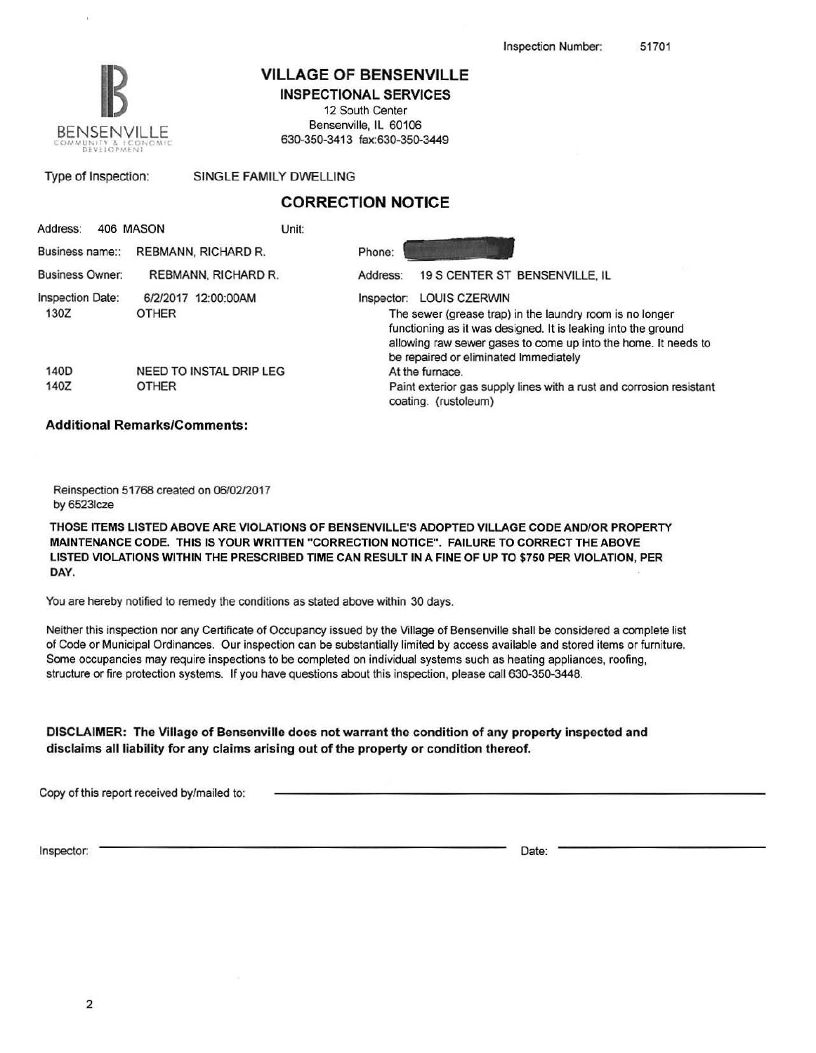Inspection Number: 51701

BENSENVILLE
COMMUNITY & ECONOMIC DEVELOPMENT

## VILLAGE OF BENSENVILLE

**INSPECTIONAL SERVICES**

12 South Center
Bensenville, IL 60106
630-350-3413 fax:630-350-3449

Type of Inspection: SINGLE FAMILY DWELLING

## CORRECTION NOTICE

| | | | |
|---|---|---|---|
| Address: | 406 MASON | Unit: | |
| Business name:: | REBMANN, RICHARD R. | Phone: | |
| Business Owner: | REBMANN, RICHARD R. | Address: | 19 S CENTER ST BENSENVILLE, IL |
| Inspection Date: | 6/2/2017 12:00:00AM | Inspector: | LOUIS CZERWIN |

| | | |
|---|---|---|
| 130Z | OTHER | The sewer (grease trap) in the laundry room is no longer functioning as it was designed. It is leaking into the ground allowing raw sewer gases to come up into the home. It needs to be repaired or eliminated Immediately |
| 140D | NEED TO INSTAL DRIP LEG | At the furnace. |
| 140Z | OTHER | Paint exterior gas supply lines with a rust and corrosion resistant coating. (rustoleum) |

**Additional Remarks/Comments:**

Reinspection 51768 created on 06/02/2017
by 6523lcze

**THOSE ITEMS LISTED ABOVE ARE VIOLATIONS OF BENSENVILLE'S ADOPTED VILLAGE CODE AND/OR PROPERTY MAINTENANCE CODE. THIS IS YOUR WRITTEN "CORRECTION NOTICE". FAILURE TO CORRECT THE ABOVE LISTED VIOLATIONS WITHIN THE PRESCRIBED TIME CAN RESULT IN A FINE OF UP TO $750 PER VIOLATION, PER DAY.**

You are hereby notified to remedy the conditions as stated above within 30 days.

Neither this inspection nor any Certificate of Occupancy issued by the Village of Bensenville shall be considered a complete list of Code or Municipal Ordinances. Our inspection can be substantially limited by access available and stored items or furniture. Some occupancies may require inspections to be completed on individual systems such as heating appliances, roofing, structure or fire protection systems. If you have questions about this inspection, please call 630-350-3448.

**DISCLAIMER: The Village of Bensenville does not warrant the condition of any property inspected and disclaims all liability for any claims arising out of the property or condition thereof.**

Copy of this report received by/mailed to: ______________________________

Inspector: ______________________________ Date: ______________________________